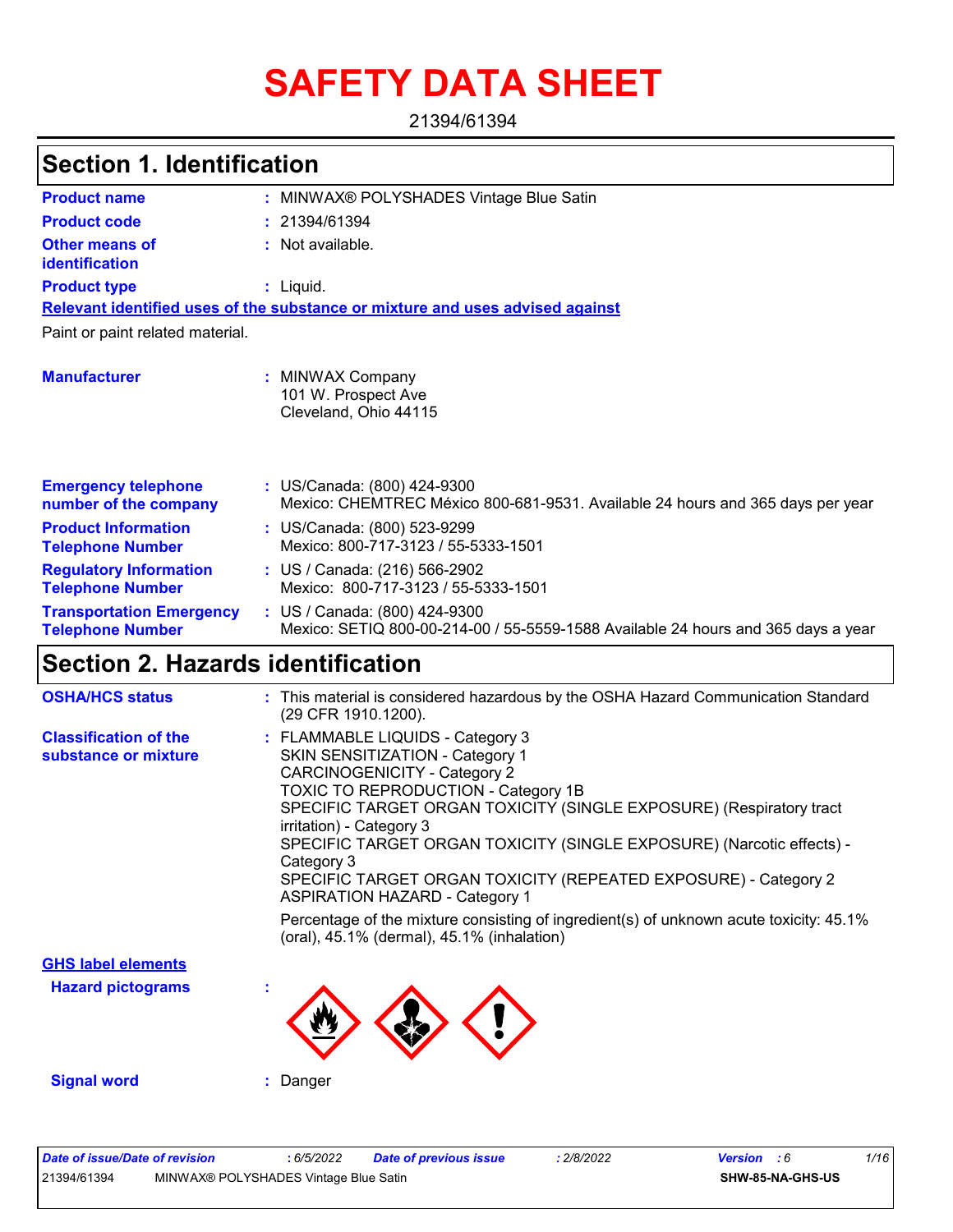# SAFETY DATA SHEET

21394/61394

## Section 1. Identification

**Product name** : MINWAX® POLYSHADES Vintage Blue Satin

**Product code** : 21394/61394

**Other means of identification** : Not available.

**Product type** : Liquid.

**Relevant identified uses of the substance or mixture and uses advised against**

Paint or paint related material.

**Manufacturer** : MINWAX Company
101 W. Prospect Ave
Cleveland, Ohio 44115

**Emergency telephone number of the company** : US/Canada: (800) 424-9300
Mexico: CHEMTREC México 800-681-9531. Available 24 hours and 365 days per year

**Product Information Telephone Number** : US/Canada: (800) 523-9299
Mexico: 800-717-3123 / 55-5333-1501

**Regulatory Information Telephone Number** : US / Canada: (216) 566-2902
Mexico: 800-717-3123 / 55-5333-1501

**Transportation Emergency Telephone Number** : US / Canada: (800) 424-9300
Mexico: SETIQ 800-00-214-00 / 55-5559-1588 Available 24 hours and 365 days a year

## Section 2. Hazards identification

**OSHA/HCS status** : This material is considered hazardous by the OSHA Hazard Communication Standard (29 CFR 1910.1200).

**Classification of the substance or mixture** : FLAMMABLE LIQUIDS - Category 3
SKIN SENSITIZATION - Category 1
CARCINOGENICITY - Category 2
TOXIC TO REPRODUCTION - Category 1B
SPECIFIC TARGET ORGAN TOXICITY (SINGLE EXPOSURE) (Respiratory tract irritation) - Category 3
SPECIFIC TARGET ORGAN TOXICITY (SINGLE EXPOSURE) (Narcotic effects) - Category 3
SPECIFIC TARGET ORGAN TOXICITY (REPEATED EXPOSURE) - Category 2
ASPIRATION HAZARD - Category 1

Percentage of the mixture consisting of ingredient(s) of unknown acute toxicity: 45.1% (oral), 45.1% (dermal), 45.1% (inhalation)

**GHS label elements**

**Hazard pictograms** :

**Signal word** : Danger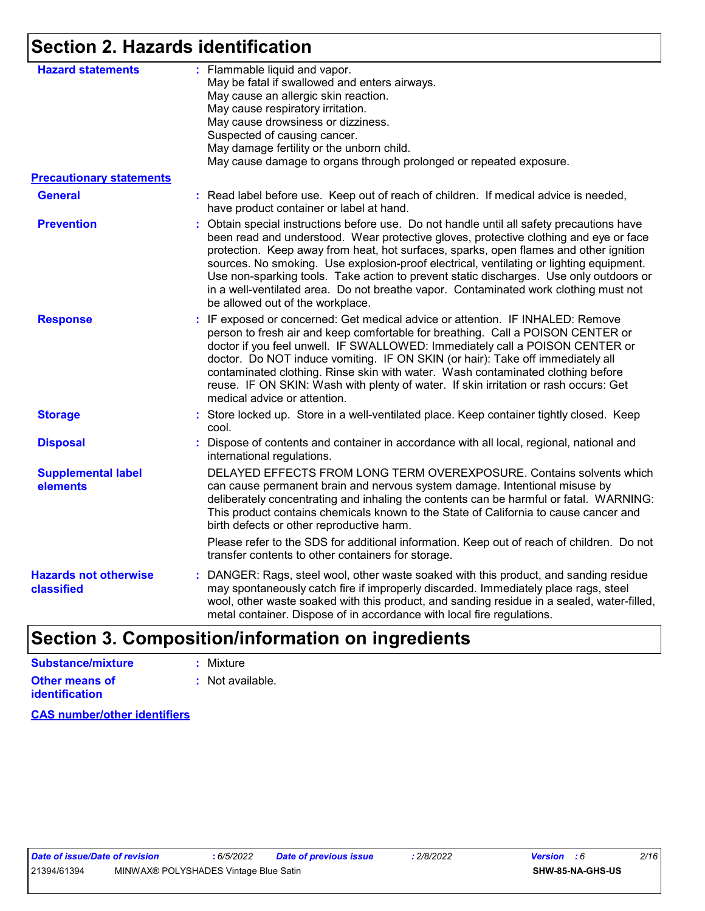## Section 2. Hazards identification

**Hazard statements** : Flammable liquid and vapor.
May be fatal if swallowed and enters airways.
May cause an allergic skin reaction.
May cause respiratory irritation.
May cause drowsiness or dizziness.
Suspected of causing cancer.
May damage fertility or the unborn child.
May cause damage to organs through prolonged or repeated exposure.

**Precautionary statements**

**General** : Read label before use. Keep out of reach of children. If medical advice is needed, have product container or label at hand.

**Prevention** : Obtain special instructions before use. Do not handle until all safety precautions have been read and understood. Wear protective gloves, protective clothing and eye or face protection. Keep away from heat, hot surfaces, sparks, open flames and other ignition sources. No smoking. Use explosion-proof electrical, ventilating or lighting equipment. Use non-sparking tools. Take action to prevent static discharges. Use only outdoors or in a well-ventilated area. Do not breathe vapor. Contaminated work clothing must not be allowed out of the workplace.

**Response** : IF exposed or concerned: Get medical advice or attention. IF INHALED: Remove person to fresh air and keep comfortable for breathing. Call a POISON CENTER or doctor if you feel unwell. IF SWALLOWED: Immediately call a POISON CENTER or doctor. Do NOT induce vomiting. IF ON SKIN (or hair): Take off immediately all contaminated clothing. Rinse skin with water. Wash contaminated clothing before reuse. IF ON SKIN: Wash with plenty of water. If skin irritation or rash occurs: Get medical advice or attention.

**Storage** : Store locked up. Store in a well-ventilated place. Keep container tightly closed. Keep cool.

**Disposal** : Dispose of contents and container in accordance with all local, regional, national and international regulations.

**Supplemental label elements**

DELAYED EFFECTS FROM LONG TERM OVEREXPOSURE. Contains solvents which can cause permanent brain and nervous system damage. Intentional misuse by deliberately concentrating and inhaling the contents can be harmful or fatal. WARNING: This product contains chemicals known to the State of California to cause cancer and birth defects or other reproductive harm.

Please refer to the SDS for additional information. Keep out of reach of children. Do not transfer contents to other containers for storage.

**Hazards not otherwise classified** : DANGER: Rags, steel wool, other waste soaked with this product, and sanding residue may spontaneously catch fire if improperly discarded. Immediately place rags, steel wool, other waste soaked with this product, and sanding residue in a sealed, water-filled, metal container. Dispose of in accordance with local fire regulations.

## Section 3. Composition/information on ingredients

**Substance/mixture** : Mixture

**Other means of identification** : Not available.

**CAS number/other identifiers**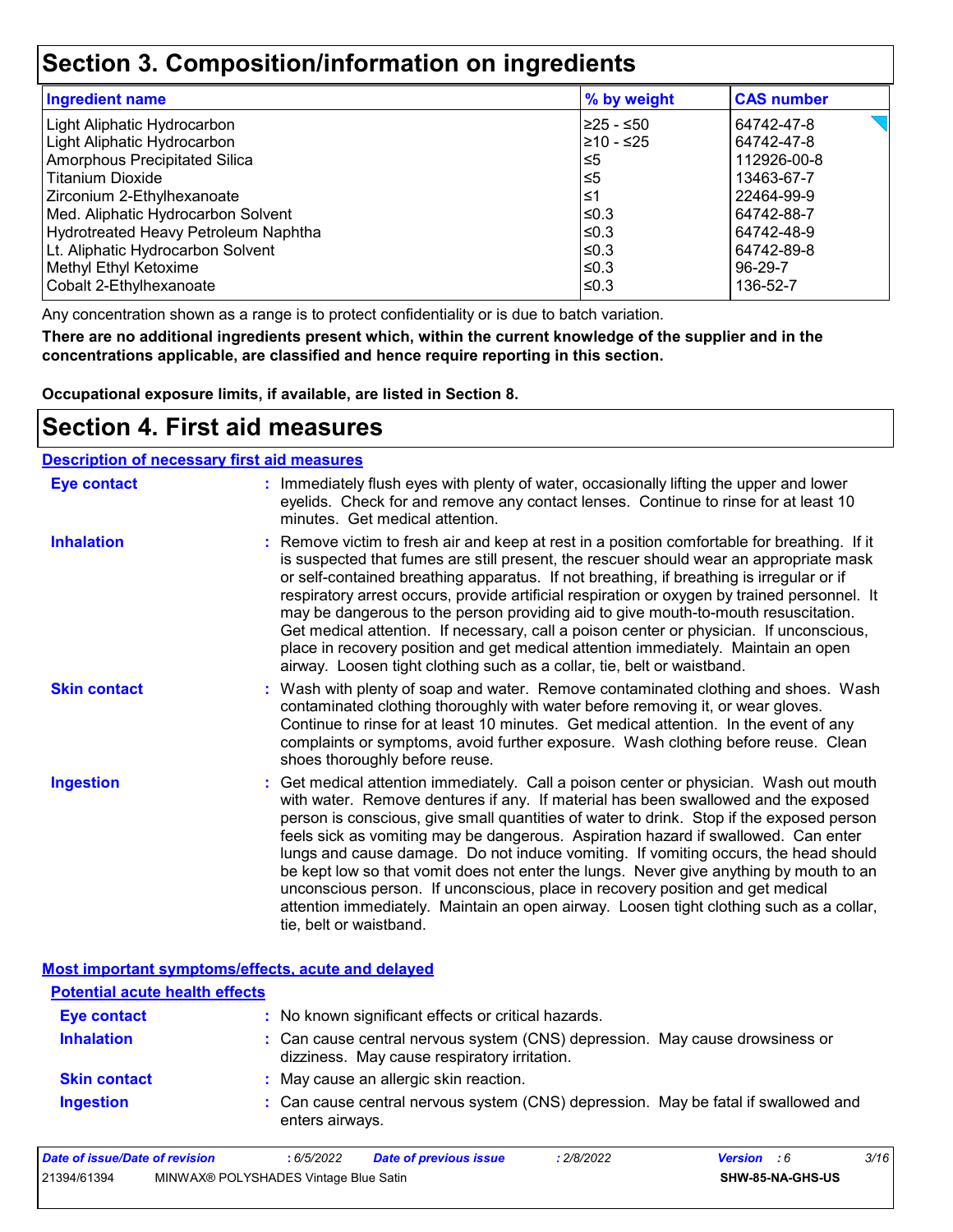# Section 3. Composition/information on ingredients

| Ingredient name | % by weight | CAS number |
|---|---|---|
| Light Aliphatic Hydrocarbon | ≥25 - ≤50 | 64742-47-8 |
| Light Aliphatic Hydrocarbon | ≥10 - ≤25 | 64742-47-8 |
| Amorphous Precipitated Silica | ≤5 | 112926-00-8 |
| Titanium Dioxide | ≤5 | 13463-67-7 |
| Zirconium 2-Ethylhexanoate | ≤1 | 22464-99-9 |
| Med. Aliphatic Hydrocarbon Solvent | ≤0.3 | 64742-88-7 |
| Hydrotreated Heavy Petroleum Naphtha | ≤0.3 | 64742-48-9 |
| Lt. Aliphatic Hydrocarbon Solvent | ≤0.3 | 64742-89-8 |
| Methyl Ethyl Ketoxime | ≤0.3 | 96-29-7 |
| Cobalt 2-Ethylhexanoate | ≤0.3 | 136-52-7 |

Any concentration shown as a range is to protect confidentiality or is due to batch variation.

**There are no additional ingredients present which, within the current knowledge of the supplier and in the concentrations applicable, are classified and hence require reporting in this section.**

**Occupational exposure limits, if available, are listed in Section 8.**

# Section 4. First aid measures

## Description of necessary first aid measures

**Eye contact** : Immediately flush eyes with plenty of water, occasionally lifting the upper and lower eyelids. Check for and remove any contact lenses. Continue to rinse for at least 10 minutes. Get medical attention.

**Inhalation** : Remove victim to fresh air and keep at rest in a position comfortable for breathing. If it is suspected that fumes are still present, the rescuer should wear an appropriate mask or self-contained breathing apparatus. If not breathing, if breathing is irregular or if respiratory arrest occurs, provide artificial respiration or oxygen by trained personnel. It may be dangerous to the person providing aid to give mouth-to-mouth resuscitation. Get medical attention. If necessary, call a poison center or physician. If unconscious, place in recovery position and get medical attention immediately. Maintain an open airway. Loosen tight clothing such as a collar, tie, belt or waistband.

**Skin contact** : Wash with plenty of soap and water. Remove contaminated clothing and shoes. Wash contaminated clothing thoroughly with water before removing it, or wear gloves. Continue to rinse for at least 10 minutes. Get medical attention. In the event of any complaints or symptoms, avoid further exposure. Wash clothing before reuse. Clean shoes thoroughly before reuse.

**Ingestion** : Get medical attention immediately. Call a poison center or physician. Wash out mouth with water. Remove dentures if any. If material has been swallowed and the exposed person is conscious, give small quantities of water to drink. Stop if the exposed person feels sick as vomiting may be dangerous. Aspiration hazard if swallowed. Can enter lungs and cause damage. Do not induce vomiting. If vomiting occurs, the head should be kept low so that vomit does not enter the lungs. Never give anything by mouth to an unconscious person. If unconscious, place in recovery position and get medical attention immediately. Maintain an open airway. Loosen tight clothing such as a collar, tie, belt or waistband.

## Most important symptoms/effects, acute and delayed

### Potential acute health effects

**Eye contact** : No known significant effects or critical hazards.

**Inhalation** : Can cause central nervous system (CNS) depression. May cause drowsiness or dizziness. May cause respiratory irritation.

**Skin contact** : May cause an allergic skin reaction.

**Ingestion** : Can cause central nervous system (CNS) depression. May be fatal if swallowed and enters airways.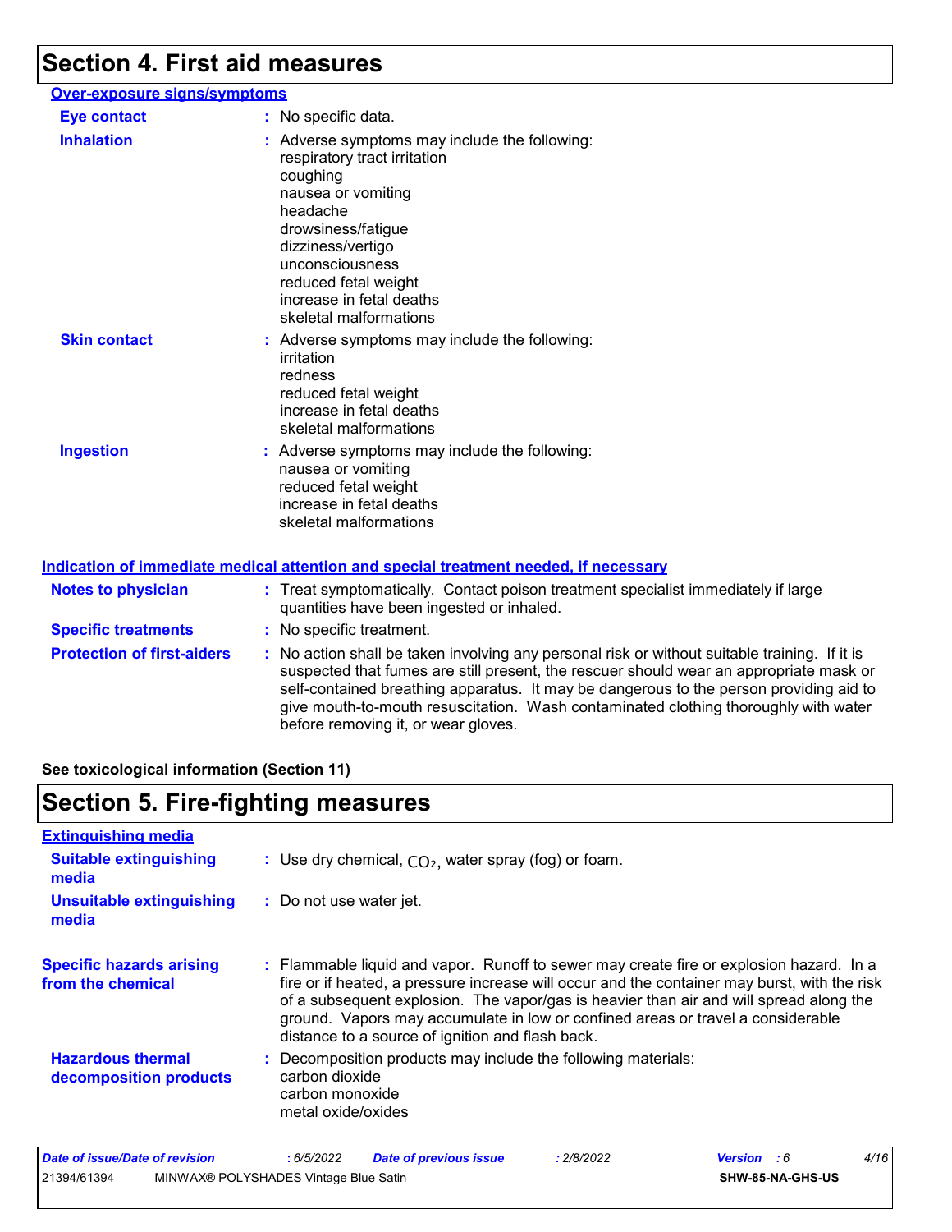# Section 4. First aid measures

**Over-exposure signs/symptoms**

**Eye contact** : No specific data.

**Inhalation** : Adverse symptoms may include the following:
respiratory tract irritation
coughing
nausea or vomiting
headache
drowsiness/fatigue
dizziness/vertigo
unconsciousness
reduced fetal weight
increase in fetal deaths
skeletal malformations

**Skin contact** : Adverse symptoms may include the following:
irritation
redness
reduced fetal weight
increase in fetal deaths
skeletal malformations

**Ingestion** : Adverse symptoms may include the following:
nausea or vomiting
reduced fetal weight
increase in fetal deaths
skeletal malformations

**Indication of immediate medical attention and special treatment needed, if necessary**

**Notes to physician** : Treat symptomatically. Contact poison treatment specialist immediately if large quantities have been ingested or inhaled.

**Specific treatments** : No specific treatment.

**Protection of first-aiders** : No action shall be taken involving any personal risk or without suitable training. If it is suspected that fumes are still present, the rescuer should wear an appropriate mask or self-contained breathing apparatus. It may be dangerous to the person providing aid to give mouth-to-mouth resuscitation. Wash contaminated clothing thoroughly with water before removing it, or wear gloves.

**See toxicological information (Section 11)**

# Section 5. Fire-fighting measures

**Extinguishing media**

**Suitable extinguishing media** : Use dry chemical, $CO_2$, water spray (fog) or foam.

**Unsuitable extinguishing media** : Do not use water jet.

**Specific hazards arising from the chemical** : Flammable liquid and vapor. Runoff to sewer may create fire or explosion hazard. In a fire or if heated, a pressure increase will occur and the container may burst, with the risk of a subsequent explosion. The vapor/gas is heavier than air and will spread along the ground. Vapors may accumulate in low or confined areas or travel a considerable distance to a source of ignition and flash back.

**Hazardous thermal decomposition products** : Decomposition products may include the following materials:
carbon dioxide
carbon monoxide
metal oxide/oxides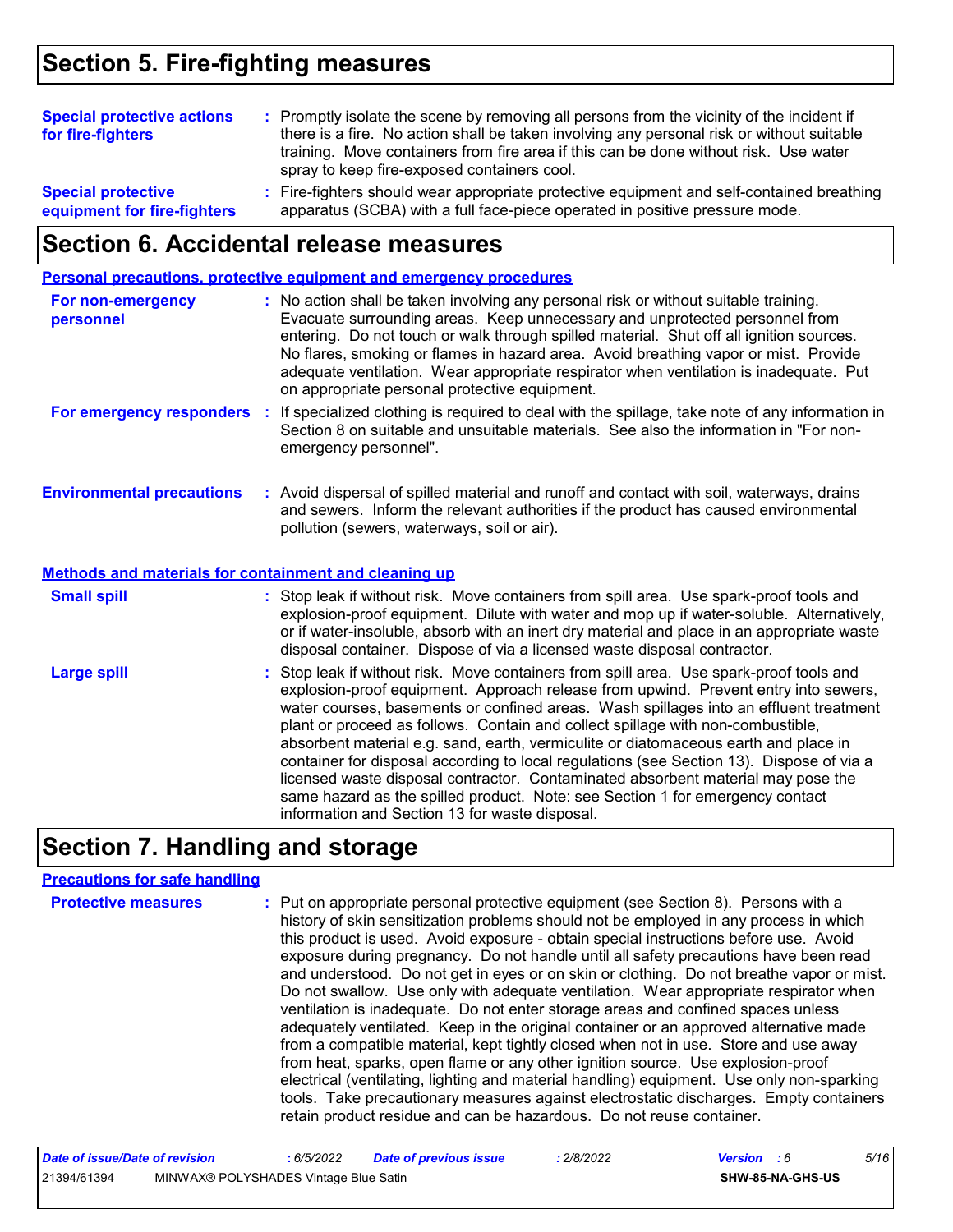## Section 5. Fire-fighting measures

**Special protective actions for fire-fighters** : Promptly isolate the scene by removing all persons from the vicinity of the incident if there is a fire. No action shall be taken involving any personal risk or without suitable training. Move containers from fire area if this can be done without risk. Use water spray to keep fire-exposed containers cool.

**Special protective equipment for fire-fighters** : Fire-fighters should wear appropriate protective equipment and self-contained breathing apparatus (SCBA) with a full face-piece operated in positive pressure mode.

## Section 6. Accidental release measures

### Personal precautions, protective equipment and emergency procedures

**For non-emergency personnel** : No action shall be taken involving any personal risk or without suitable training. Evacuate surrounding areas. Keep unnecessary and unprotected personnel from entering. Do not touch or walk through spilled material. Shut off all ignition sources. No flares, smoking or flames in hazard area. Avoid breathing vapor or mist. Provide adequate ventilation. Wear appropriate respirator when ventilation is inadequate. Put on appropriate personal protective equipment.

**For emergency responders** : If specialized clothing is required to deal with the spillage, take note of any information in Section 8 on suitable and unsuitable materials. See also the information in "For non-emergency personnel".

**Environmental precautions** : Avoid dispersal of spilled material and runoff and contact with soil, waterways, drains and sewers. Inform the relevant authorities if the product has caused environmental pollution (sewers, waterways, soil or air).

### Methods and materials for containment and cleaning up

**Small spill** : Stop leak if without risk. Move containers from spill area. Use spark-proof tools and explosion-proof equipment. Dilute with water and mop up if water-soluble. Alternatively, or if water-insoluble, absorb with an inert dry material and place in an appropriate waste disposal container. Dispose of via a licensed waste disposal contractor.

**Large spill** : Stop leak if without risk. Move containers from spill area. Use spark-proof tools and explosion-proof equipment. Approach release from upwind. Prevent entry into sewers, water courses, basements or confined areas. Wash spillages into an effluent treatment plant or proceed as follows. Contain and collect spillage with non-combustible, absorbent material e.g. sand, earth, vermiculite or diatomaceous earth and place in container for disposal according to local regulations (see Section 13). Dispose of via a licensed waste disposal contractor. Contaminated absorbent material may pose the same hazard as the spilled product. Note: see Section 1 for emergency contact information and Section 13 for waste disposal.

## Section 7. Handling and storage

### Precautions for safe handling

**Protective measures** : Put on appropriate personal protective equipment (see Section 8). Persons with a history of skin sensitization problems should not be employed in any process in which this product is used. Avoid exposure - obtain special instructions before use. Avoid exposure during pregnancy. Do not handle until all safety precautions have been read and understood. Do not get in eyes or on skin or clothing. Do not breathe vapor or mist. Do not swallow. Use only with adequate ventilation. Wear appropriate respirator when ventilation is inadequate. Do not enter storage areas and confined spaces unless adequately ventilated. Keep in the original container or an approved alternative made from a compatible material, kept tightly closed when not in use. Store and use away from heat, sparks, open flame or any other ignition source. Use explosion-proof electrical (ventilating, lighting and material handling) equipment. Use only non-sparking tools. Take precautionary measures against electrostatic discharges. Empty containers retain product residue and can be hazardous. Do not reuse container.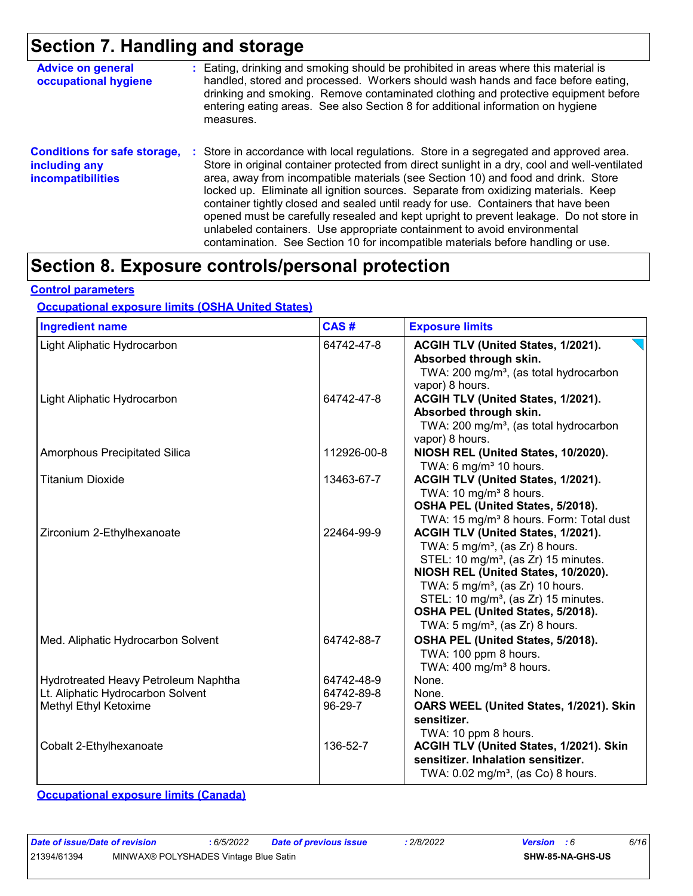# Section 7. Handling and storage

**Advice on general occupational hygiene** : Eating, drinking and smoking should be prohibited in areas where this material is handled, stored and processed. Workers should wash hands and face before eating, drinking and smoking. Remove contaminated clothing and protective equipment before entering eating areas. See also Section 8 for additional information on hygiene measures.

**Conditions for safe storage, including any incompatibilities** : Store in accordance with local regulations. Store in a segregated and approved area. Store in original container protected from direct sunlight in a dry, cool and well-ventilated area, away from incompatible materials (see Section 10) and food and drink. Store locked up. Eliminate all ignition sources. Separate from oxidizing materials. Keep container tightly closed and sealed until ready for use. Containers that have been opened must be carefully resealed and kept upright to prevent leakage. Do not store in unlabeled containers. Use appropriate containment to avoid environmental contamination. See Section 10 for incompatible materials before handling or use.

# Section 8. Exposure controls/personal protection

## Control parameters

### Occupational exposure limits (OSHA United States)

| Ingredient name | CAS # | Exposure limits |
|---|---|---|
| Light Aliphatic Hydrocarbon | 64742-47-8 | **ACGIH TLV (United States, 1/2021). Absorbed through skin.** TWA: 200 mg/m³, (as total hydrocarbon vapor) 8 hours. |
| Light Aliphatic Hydrocarbon | 64742-47-8 | **ACGIH TLV (United States, 1/2021). Absorbed through skin.** TWA: 200 mg/m³, (as total hydrocarbon vapor) 8 hours. |
| Amorphous Precipitated Silica | 112926-00-8 | **NIOSH REL (United States, 10/2020).** TWA: 6 mg/m³ 10 hours. |
| Titanium Dioxide | 13463-67-7 | **ACGIH TLV (United States, 1/2021).** TWA: 10 mg/m³ 8 hours. **OSHA PEL (United States, 5/2018).** TWA: 15 mg/m³ 8 hours. Form: Total dust |
| Zirconium 2-Ethylhexanoate | 22464-99-9 | **ACGIH TLV (United States, 1/2021).** TWA: 5 mg/m³, (as Zr) 8 hours. STEL: 10 mg/m³, (as Zr) 15 minutes. **NIOSH REL (United States, 10/2020).** TWA: 5 mg/m³, (as Zr) 10 hours. STEL: 10 mg/m³, (as Zr) 15 minutes. **OSHA PEL (United States, 5/2018).** TWA: 5 mg/m³, (as Zr) 8 hours. |
| Med. Aliphatic Hydrocarbon Solvent | 64742-88-7 | **OSHA PEL (United States, 5/2018).** TWA: 100 ppm 8 hours. TWA: 400 mg/m³ 8 hours. |
| Hydrotreated Heavy Petroleum Naphtha | 64742-48-9 | None. |
| Lt. Aliphatic Hydrocarbon Solvent | 64742-89-8 | None. |
| Methyl Ethyl Ketoxime | 96-29-7 | **OARS WEEL (United States, 1/2021). Skin sensitizer.** TWA: 10 ppm 8 hours. |
| Cobalt 2-Ethylhexanoate | 136-52-7 | **ACGIH TLV (United States, 1/2021). Skin sensitizer. Inhalation sensitizer.** TWA: 0.02 mg/m³, (as Co) 8 hours. |

### Occupational exposure limits (Canada)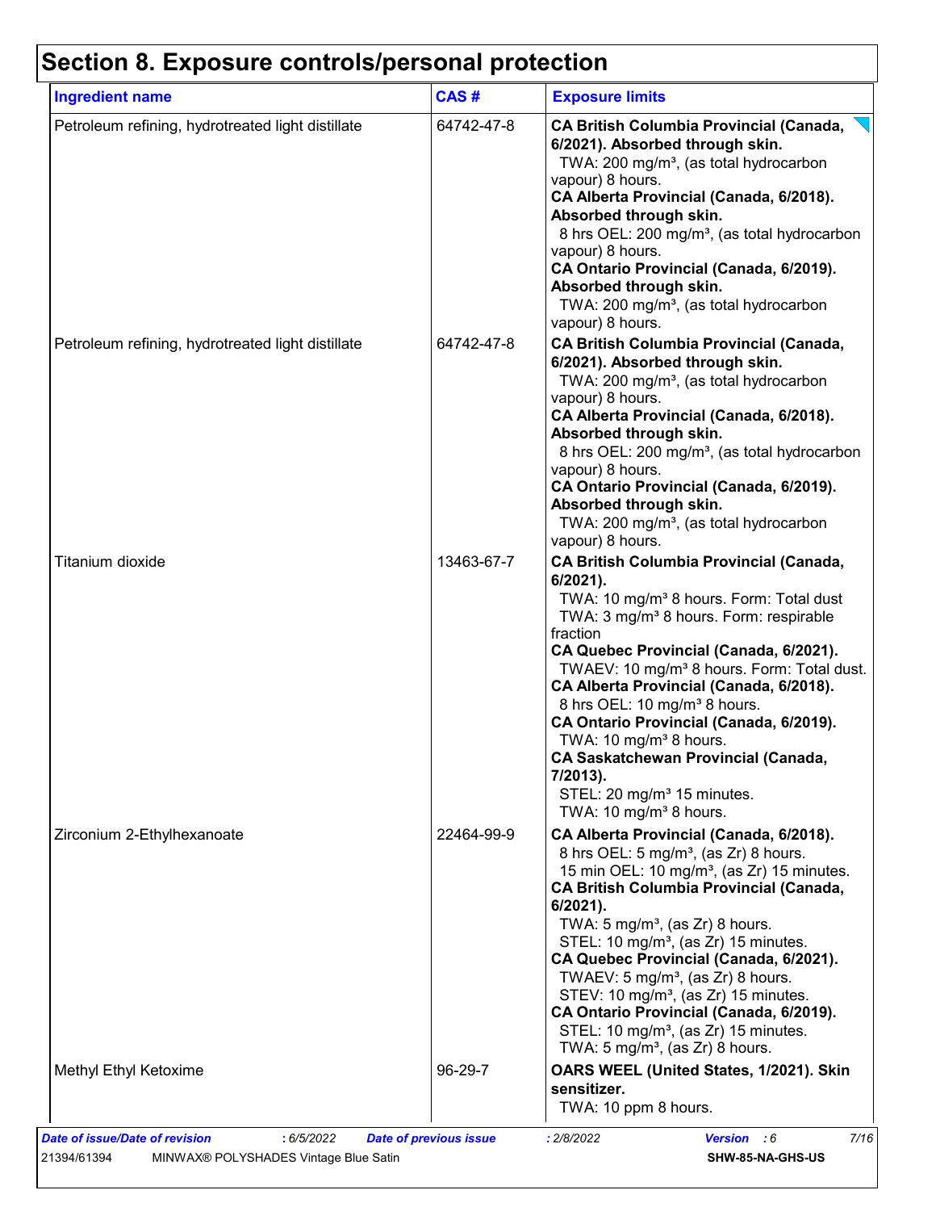# Section 8. Exposure controls/personal protection

| Ingredient name | CAS # | Exposure limits |
|---|---|---|
| Petroleum refining, hydrotreated light distillate | 64742-47-8 | **CA British Columbia Provincial (Canada, 6/2021). Absorbed through skin.**<br>TWA: 200 mg/m³, (as total hydrocarbon vapour) 8 hours.<br>**CA Alberta Provincial (Canada, 6/2018). Absorbed through skin.**<br>8 hrs OEL: 200 mg/m³, (as total hydrocarbon vapour) 8 hours.<br>**CA Ontario Provincial (Canada, 6/2019). Absorbed through skin.**<br>TWA: 200 mg/m³, (as total hydrocarbon vapour) 8 hours. |
| Petroleum refining, hydrotreated light distillate | 64742-47-8 | **CA British Columbia Provincial (Canada, 6/2021). Absorbed through skin.**<br>TWA: 200 mg/m³, (as total hydrocarbon vapour) 8 hours.<br>**CA Alberta Provincial (Canada, 6/2018). Absorbed through skin.**<br>8 hrs OEL: 200 mg/m³, (as total hydrocarbon vapour) 8 hours.<br>**CA Ontario Provincial (Canada, 6/2019). Absorbed through skin.**<br>TWA: 200 mg/m³, (as total hydrocarbon vapour) 8 hours. |
| Titanium dioxide | 13463-67-7 | **CA British Columbia Provincial (Canada, 6/2021).**<br>TWA: 10 mg/m³ 8 hours. Form: Total dust<br>TWA: 3 mg/m³ 8 hours. Form: respirable fraction<br>**CA Quebec Provincial (Canada, 6/2021).**<br>TWAEV: 10 mg/m³ 8 hours. Form: Total dust.<br>**CA Alberta Provincial (Canada, 6/2018).**<br>8 hrs OEL: 10 mg/m³ 8 hours.<br>**CA Ontario Provincial (Canada, 6/2019).**<br>TWA: 10 mg/m³ 8 hours.<br>**CA Saskatchewan Provincial (Canada, 7/2013).**<br>STEL: 20 mg/m³ 15 minutes.<br>TWA: 10 mg/m³ 8 hours. |
| Zirconium 2-Ethylhexanoate | 22464-99-9 | **CA Alberta Provincial (Canada, 6/2018).**<br>8 hrs OEL: 5 mg/m³, (as Zr) 8 hours.<br>15 min OEL: 10 mg/m³, (as Zr) 15 minutes.<br>**CA British Columbia Provincial (Canada, 6/2021).**<br>TWA: 5 mg/m³, (as Zr) 8 hours.<br>STEL: 10 mg/m³, (as Zr) 15 minutes.<br>**CA Quebec Provincial (Canada, 6/2021).**<br>TWAEV: 5 mg/m³, (as Zr) 8 hours.<br>STEV: 10 mg/m³, (as Zr) 15 minutes.<br>**CA Ontario Provincial (Canada, 6/2019).**<br>STEL: 10 mg/m³, (as Zr) 15 minutes.<br>TWA: 5 mg/m³, (as Zr) 8 hours. |
| Methyl Ethyl Ketoxime | 96-29-7 | **OARS WEEL (United States, 1/2021). Skin sensitizer.**<br>TWA: 10 ppm 8 hours. |

*Date of issue/Date of revision* : 6/5/2022 *Date of previous issue* : 2/8/2022 *Version* : 6

21394/61394 MINWAX® POLYSHADES Vintage Blue Satin SHW-85-NA-GHS-US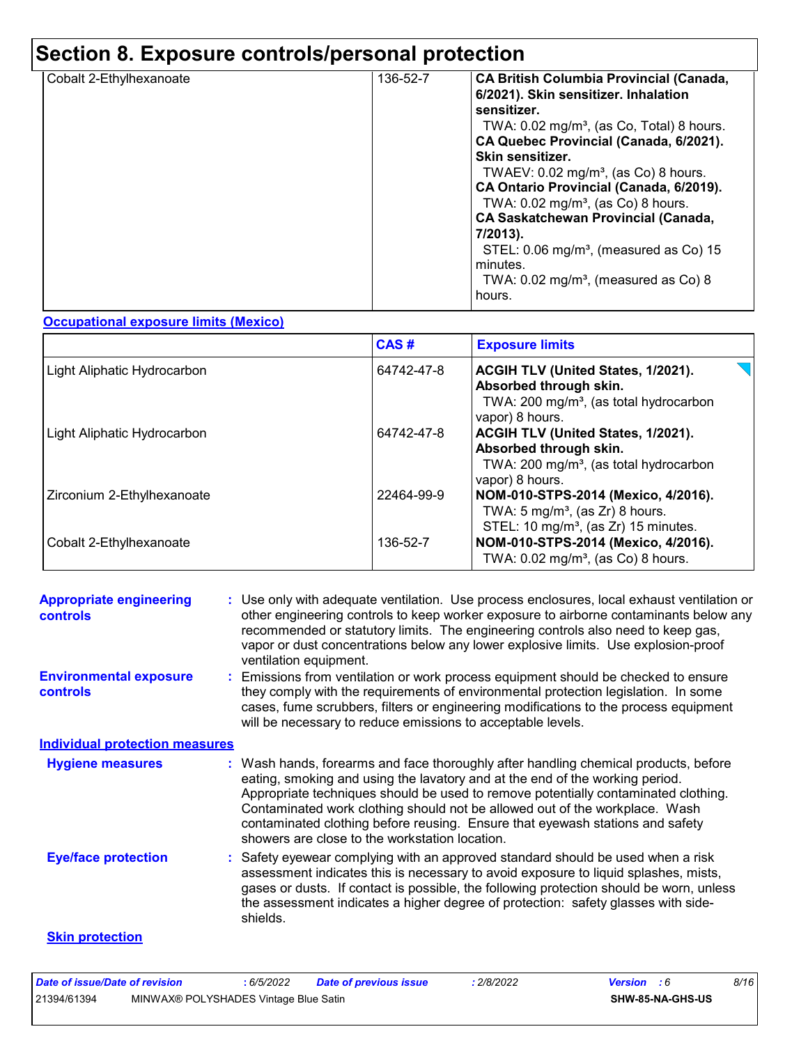# Section 8. Exposure controls/personal protection

| | | |
|---|---|---|
| Cobalt 2-Ethylhexanoate | 136-52-7 | **CA British Columbia Provincial (Canada, 6/2021). Skin sensitizer. Inhalation sensitizer.**<br>TWA: 0.02 mg/m³, (as Co, Total) 8 hours.<br>**CA Quebec Provincial (Canada, 6/2021). Skin sensitizer.**<br>TWAEV: 0.02 mg/m³, (as Co) 8 hours.<br>**CA Ontario Provincial (Canada, 6/2019).**<br>TWA: 0.02 mg/m³, (as Co) 8 hours.<br>**CA Saskatchewan Provincial (Canada, 7/2013).**<br>STEL: 0.06 mg/m³, (measured as Co) 15 minutes.<br>TWA: 0.02 mg/m³, (measured as Co) 8 hours. |

**Occupational exposure limits (Mexico)**

| | CAS # | Exposure limits |
|---|---|---|
| Light Aliphatic Hydrocarbon | 64742-47-8 | **ACGIH TLV (United States, 1/2021). Absorbed through skin.**<br>TWA: 200 mg/m³, (as total hydrocarbon vapor) 8 hours. |
| Light Aliphatic Hydrocarbon | 64742-47-8 | **ACGIH TLV (United States, 1/2021). Absorbed through skin.**<br>TWA: 200 mg/m³, (as total hydrocarbon vapor) 8 hours. |
| Zirconium 2-Ethylhexanoate | 22464-99-9 | **NOM-010-STPS-2014 (Mexico, 4/2016).**<br>TWA: 5 mg/m³, (as Zr) 8 hours.<br>STEL: 10 mg/m³, (as Zr) 15 minutes. |
| Cobalt 2-Ethylhexanoate | 136-52-7 | **NOM-010-STPS-2014 (Mexico, 4/2016).**<br>TWA: 0.02 mg/m³, (as Co) 8 hours. |

**Appropriate engineering controls** : Use only with adequate ventilation. Use process enclosures, local exhaust ventilation or other engineering controls to keep worker exposure to airborne contaminants below any recommended or statutory limits. The engineering controls also need to keep gas, vapor or dust concentrations below any lower explosive limits. Use explosion-proof ventilation equipment.

**Environmental exposure controls** : Emissions from ventilation or work process equipment should be checked to ensure they comply with the requirements of environmental protection legislation. In some cases, fume scrubbers, filters or engineering modifications to the process equipment will be necessary to reduce emissions to acceptable levels.

**Individual protection measures**

**Hygiene measures** : Wash hands, forearms and face thoroughly after handling chemical products, before eating, smoking and using the lavatory and at the end of the working period. Appropriate techniques should be used to remove potentially contaminated clothing. Contaminated work clothing should not be allowed out of the workplace. Wash contaminated clothing before reusing. Ensure that eyewash stations and safety showers are close to the workstation location.

**Eye/face protection** : Safety eyewear complying with an approved standard should be used when a risk assessment indicates this is necessary to avoid exposure to liquid splashes, mists, gases or dusts. If contact is possible, the following protection should be worn, unless the assessment indicates a higher degree of protection: safety glasses with side-shields.

**Skin protection**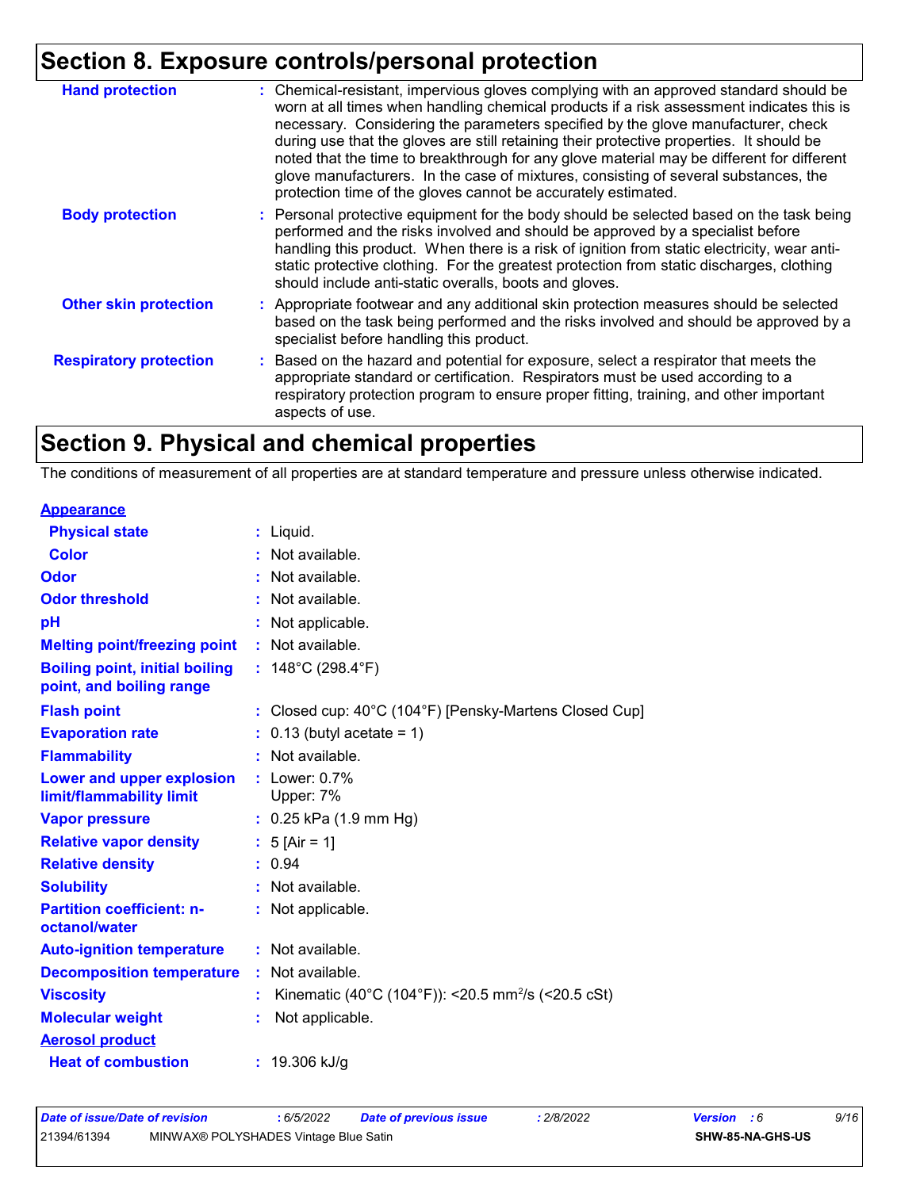# Section 8. Exposure controls/personal protection

| | |
|---|---|
| **Hand protection** | : Chemical-resistant, impervious gloves complying with an approved standard should be worn at all times when handling chemical products if a risk assessment indicates this is necessary. Considering the parameters specified by the glove manufacturer, check during use that the gloves are still retaining their protective properties. It should be noted that the time to breakthrough for any glove material may be different for different glove manufacturers. In the case of mixtures, consisting of several substances, the protection time of the gloves cannot be accurately estimated. |
| **Body protection** | : Personal protective equipment for the body should be selected based on the task being performed and the risks involved and should be approved by a specialist before handling this product. When there is a risk of ignition from static electricity, wear anti-static protective clothing. For the greatest protection from static discharges, clothing should include anti-static overalls, boots and gloves. |
| **Other skin protection** | : Appropriate footwear and any additional skin protection measures should be selected based on the task being performed and the risks involved and should be approved by a specialist before handling this product. |
| **Respiratory protection** | : Based on the hazard and potential for exposure, select a respirator that meets the appropriate standard or certification. Respirators must be used according to a respiratory protection program to ensure proper fitting, training, and other important aspects of use. |

# Section 9. Physical and chemical properties

The conditions of measurement of all properties are at standard temperature and pressure unless otherwise indicated.

**Appearance**

| | |
|---|---|
| **Physical state** | : Liquid. |
| **Color** | : Not available. |
| **Odor** | : Not available. |
| **Odor threshold** | : Not available. |
| **pH** | : Not applicable. |
| **Melting point/freezing point** | : Not available. |
| **Boiling point, initial boiling point, and boiling range** | : 148°C (298.4°F) |
| **Flash point** | : Closed cup: 40°C (104°F) [Pensky-Martens Closed Cup] |
| **Evaporation rate** | : 0.13 (butyl acetate = 1) |
| **Flammability** | : Not available. |
| **Lower and upper explosion limit/flammability limit** | : Lower: 0.7%<br>Upper: 7% |
| **Vapor pressure** | : 0.25 kPa (1.9 mm Hg) |
| **Relative vapor density** | : 5 [Air = 1] |
| **Relative density** | : 0.94 |
| **Solubility** | : Not available. |
| **Partition coefficient: n-octanol/water** | : Not applicable. |
| **Auto-ignition temperature** | : Not available. |
| **Decomposition temperature** | : Not available. |
| **Viscosity** | : Kinematic (40°C (104°F)): <20.5 $mm^2/s$ (<20.5 cSt) |
| **Molecular weight** | : Not applicable. |

**Aerosol product**

| | |
|---|---|
| **Heat of combustion** | : 19.306 kJ/g |

| | | | | | |
|---|---|---|---|---|---|
| *Date of issue/Date of revision* | *: 6/5/2022* | *Date of previous issue* | *: 2/8/2022* | *Version : 6* | |
| 21394/61394 | MINWAX® POLYSHADES Vintage Blue Satin | | | **SHW-85-NA-GHS-US** | |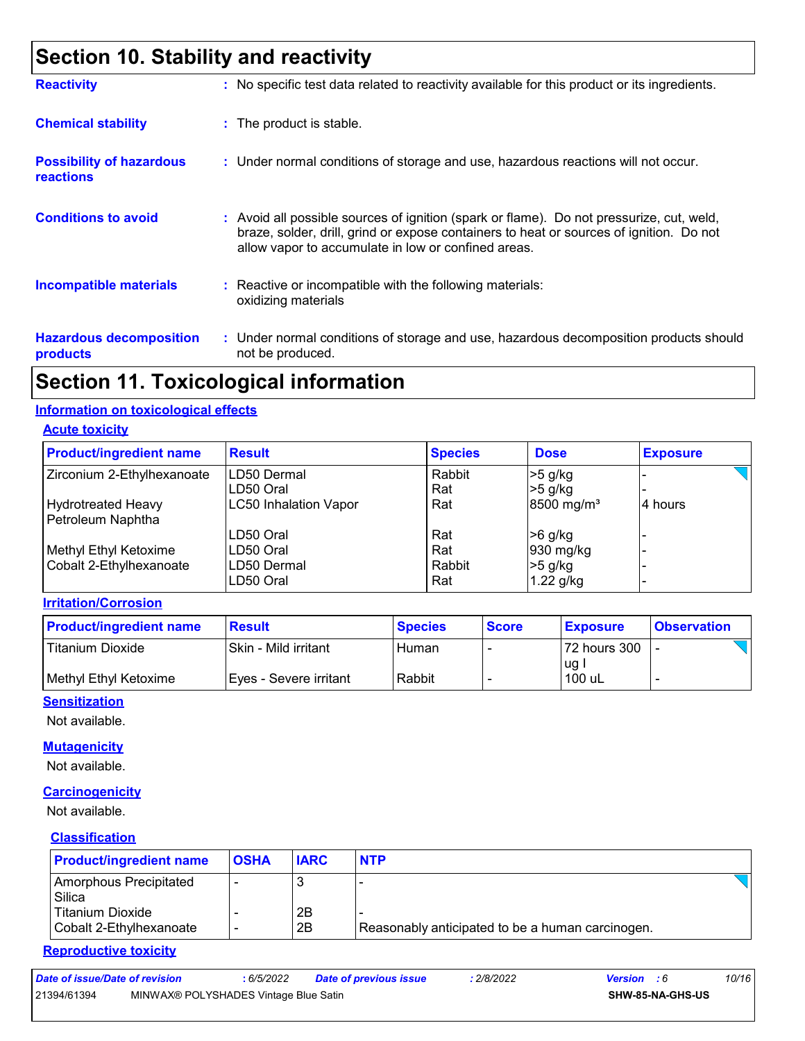# Section 10. Stability and reactivity

**Reactivity** : No specific test data related to reactivity available for this product or its ingredients.

**Chemical stability** : The product is stable.

**Possibility of hazardous reactions** : Under normal conditions of storage and use, hazardous reactions will not occur.

**Conditions to avoid** : Avoid all possible sources of ignition (spark or flame). Do not pressurize, cut, weld, braze, solder, drill, grind or expose containers to heat or sources of ignition. Do not allow vapor to accumulate in low or confined areas.

**Incompatible materials** : Reactive or incompatible with the following materials: oxidizing materials

**Hazardous decomposition products** : Under normal conditions of storage and use, hazardous decomposition products should not be produced.

# Section 11. Toxicological information

## Information on toxicological effects

### Acute toxicity

| Product/ingredient name | Result | Species | Dose | Exposure |
|---|---|---|---|---|
| Zirconium 2-Ethylhexanoate | LD50 Dermal | Rabbit | >5 g/kg | - |
| | LD50 Oral | Rat | >5 g/kg | - |
| Hydrotreated Heavy Petroleum Naphtha | LC50 Inhalation Vapor | Rat | 8500 mg/m³ | 4 hours |
| | LD50 Oral | Rat | >6 g/kg | - |
| Methyl Ethyl Ketoxime | LD50 Oral | Rat | 930 mg/kg | - |
| Cobalt 2-Ethylhexanoate | LD50 Dermal | Rabbit | >5 g/kg | - |
| | LD50 Oral | Rat | 1.22 g/kg | - |

### Irritation/Corrosion

| Product/ingredient name | Result | Species | Score | Exposure | Observation |
|---|---|---|---|---|---|
| Titanium Dioxide | Skin - Mild irritant | Human | - | 72 hours 300 ug I | - |
| Methyl Ethyl Ketoxime | Eyes - Severe irritant | Rabbit | - | 100 uL | - |

### Sensitization

Not available.

### Mutagenicity

Not available.

### Carcinogenicity

Not available.

### Classification

| Product/ingredient name | OSHA | IARC | NTP |
|---|---|---|---|
| Amorphous Precipitated Silica | - | 3 | - |
| Titanium Dioxide | - | 2B | - |
| Cobalt 2-Ethylhexanoate | - | 2B | Reasonably anticipated to be a human carcinogen. |

### Reproductive toxicity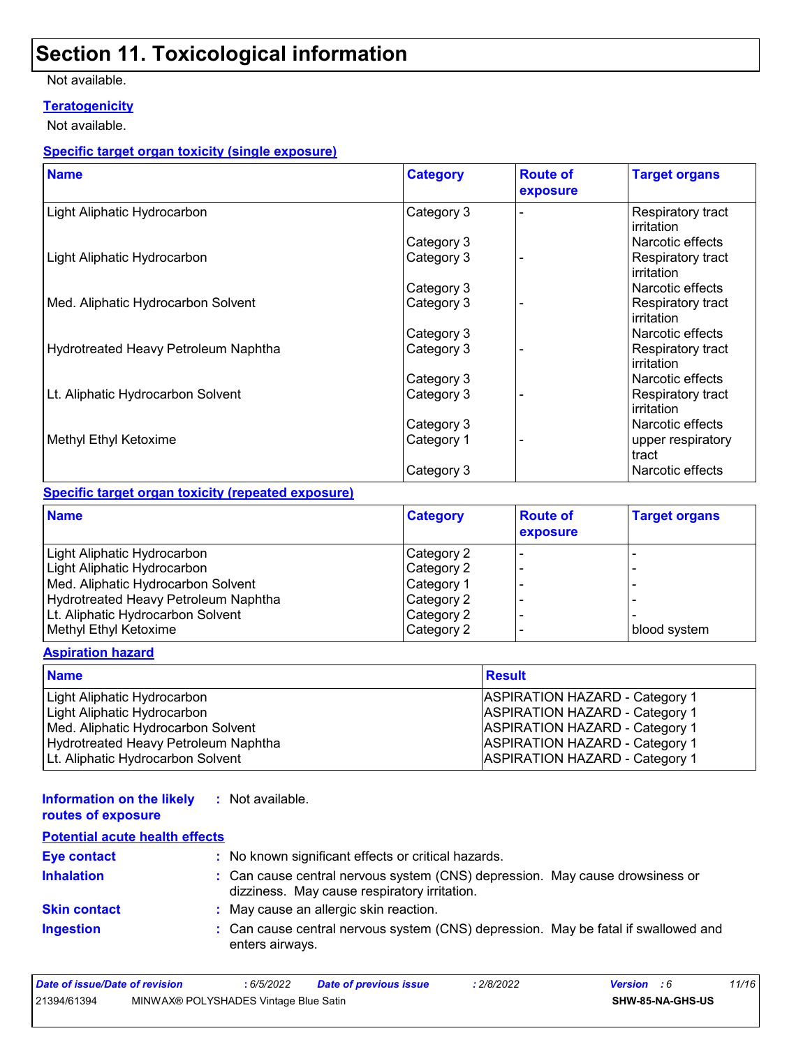# Section 11. Toxicological information

Not available.

### Teratogenicity

Not available.

### Specific target organ toxicity (single exposure)

| Name | Category | Route of exposure | Target organs |
|---|---|---|---|
| Light Aliphatic Hydrocarbon | Category 3 | - | Respiratory tract irritation |
| | Category 3 | | Narcotic effects |
| Light Aliphatic Hydrocarbon | Category 3 | - | Respiratory tract irritation |
| | Category 3 | | Narcotic effects |
| Med. Aliphatic Hydrocarbon Solvent | Category 3 | - | Respiratory tract irritation |
| | Category 3 | | Narcotic effects |
| Hydrotreated Heavy Petroleum Naphtha | Category 3 | - | Respiratory tract irritation |
| | Category 3 | | Narcotic effects |
| Lt. Aliphatic Hydrocarbon Solvent | Category 3 | - | Respiratory tract irritation |
| | Category 3 | | Narcotic effects |
| Methyl Ethyl Ketoxime | Category 1 | - | upper respiratory tract |
| | Category 3 | | Narcotic effects |

### Specific target organ toxicity (repeated exposure)

| Name | Category | Route of exposure | Target organs |
|---|---|---|---|
| Light Aliphatic Hydrocarbon | Category 2 | - | - |
| Light Aliphatic Hydrocarbon | Category 2 | - | - |
| Med. Aliphatic Hydrocarbon Solvent | Category 1 | - | - |
| Hydrotreated Heavy Petroleum Naphtha | Category 2 | - | - |
| Lt. Aliphatic Hydrocarbon Solvent | Category 2 | - | - |
| Methyl Ethyl Ketoxime | Category 2 | - | blood system |

### Aspiration hazard

| Name | Result |
|---|---|
| Light Aliphatic Hydrocarbon | ASPIRATION HAZARD - Category 1 |
| Light Aliphatic Hydrocarbon | ASPIRATION HAZARD - Category 1 |
| Med. Aliphatic Hydrocarbon Solvent | ASPIRATION HAZARD - Category 1 |
| Hydrotreated Heavy Petroleum Naphtha | ASPIRATION HAZARD - Category 1 |
| Lt. Aliphatic Hydrocarbon Solvent | ASPIRATION HAZARD - Category 1 |

**Information on the likely routes of exposure** : Not available.

### Potential acute health effects

**Eye contact** : No known significant effects or critical hazards.

**Inhalation** : Can cause central nervous system (CNS) depression. May cause drowsiness or dizziness. May cause respiratory irritation.

**Skin contact** : May cause an allergic skin reaction.

**Ingestion** : Can cause central nervous system (CNS) depression. May be fatal if swallowed and enters airways.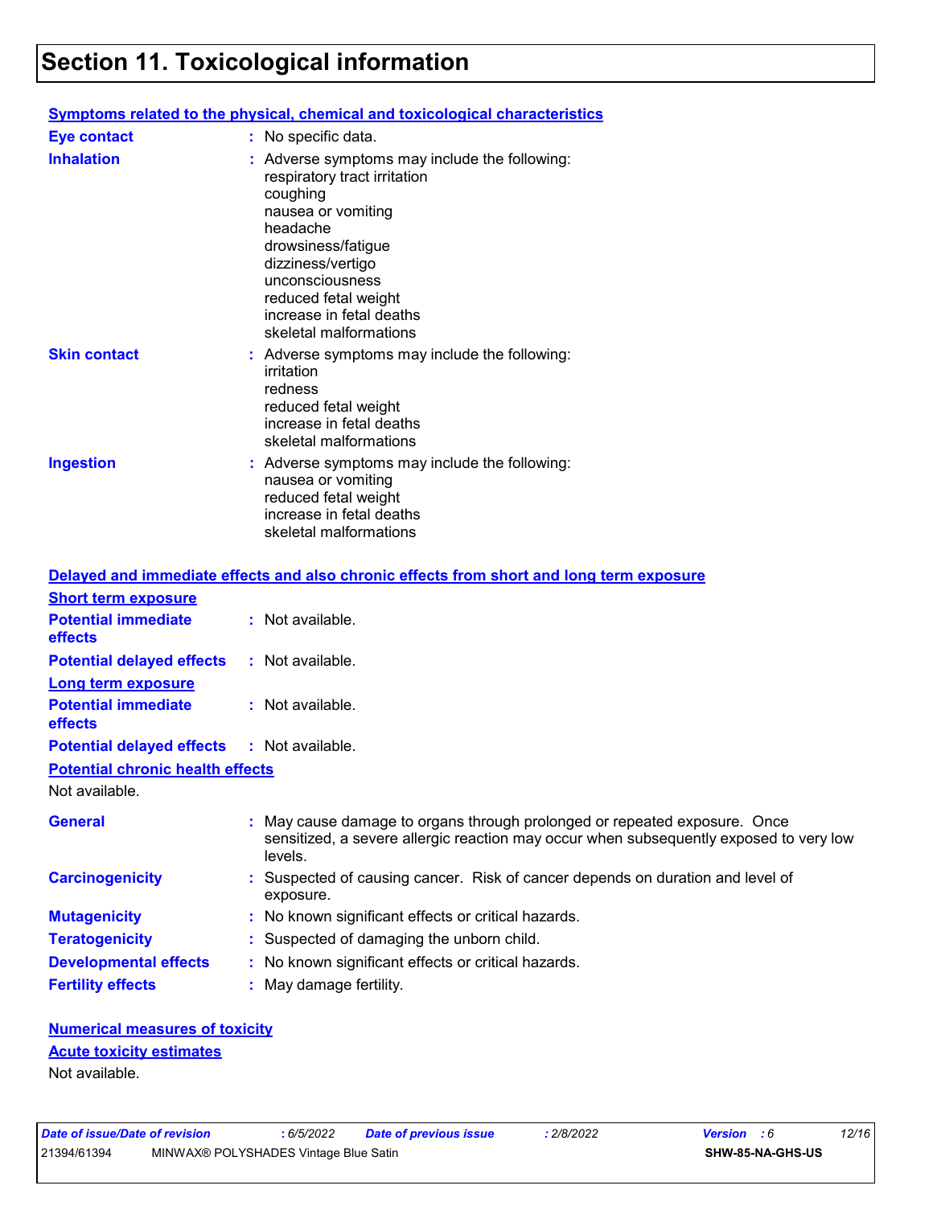# Section 11. Toxicological information

## Symptoms related to the physical, chemical and toxicological characteristics

**Eye contact** : No specific data.

**Inhalation** : Adverse symptoms may include the following:
respiratory tract irritation
coughing
nausea or vomiting
headache
drowsiness/fatigue
dizziness/vertigo
unconsciousness
reduced fetal weight
increase in fetal deaths
skeletal malformations

**Skin contact** : Adverse symptoms may include the following:
irritation
redness
reduced fetal weight
increase in fetal deaths
skeletal malformations

**Ingestion** : Adverse symptoms may include the following:
nausea or vomiting
reduced fetal weight
increase in fetal deaths
skeletal malformations

## Delayed and immediate effects and also chronic effects from short and long term exposure

### Short term exposure

**Potential immediate effects** : Not available.

**Potential delayed effects** : Not available.

### Long term exposure

**Potential immediate effects** : Not available.

**Potential delayed effects** : Not available.

### Potential chronic health effects

Not available.

**General** : May cause damage to organs through prolonged or repeated exposure. Once sensitized, a severe allergic reaction may occur when subsequently exposed to very low levels.

**Carcinogenicity** : Suspected of causing cancer. Risk of cancer depends on duration and level of exposure.

**Mutagenicity** : No known significant effects or critical hazards.

**Teratogenicity** : Suspected of damaging the unborn child.

**Developmental effects** : No known significant effects or critical hazards.

**Fertility effects** : May damage fertility.

## Numerical measures of toxicity

### Acute toxicity estimates

Not available.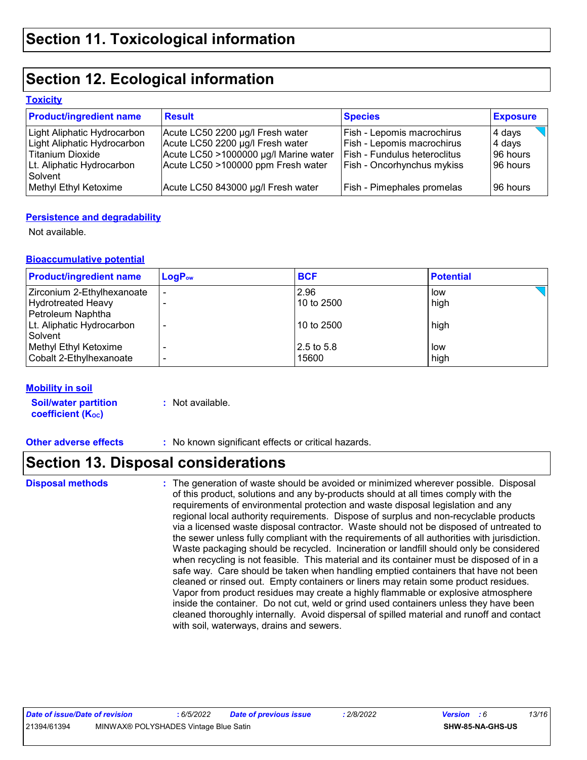# Section 11. Toxicological information

# Section 12. Ecological information

## Toxicity

| Product/ingredient name | Result | Species | Exposure |
|---|---|---|---|
| Light Aliphatic Hydrocarbon | Acute LC50 2200 µg/l Fresh water | Fish - Lepomis macrochirus | 4 days |
| Light Aliphatic Hydrocarbon | Acute LC50 2200 µg/l Fresh water | Fish - Lepomis macrochirus | 4 days |
| Titanium Dioxide | Acute LC50 >1000000 µg/l Marine water | Fish - Fundulus heteroclitus | 96 hours |
| Lt. Aliphatic Hydrocarbon Solvent | Acute LC50 >100000 ppm Fresh water | Fish - Oncorhynchus mykiss | 96 hours |
| Methyl Ethyl Ketoxime | Acute LC50 843000 µg/l Fresh water | Fish - Pimephales promelas | 96 hours |

## Persistence and degradability

Not available.

## Bioaccumulative potential

| Product/ingredient name | $LogP_{ow}$ | BCF | Potential |
|---|---|---|---|
| Zirconium 2-Ethylhexanoate | - | 2.96 | low |
| Hydrotreated Heavy Petroleum Naphtha | - | 10 to 2500 | high |
| Lt. Aliphatic Hydrocarbon Solvent | - | 10 to 2500 | high |
| Methyl Ethyl Ketoxime | - | 2.5 to 5.8 | low |
| Cobalt 2-Ethylhexanoate | - | 15600 | high |

## Mobility in soil

**Soil/water partition coefficient ($K_{OC}$)** : Not available.

**Other adverse effects** : No known significant effects or critical hazards.

# Section 13. Disposal considerations

**Disposal methods** : The generation of waste should be avoided or minimized wherever possible. Disposal of this product, solutions and any by-products should at all times comply with the requirements of environmental protection and waste disposal legislation and any regional local authority requirements. Dispose of surplus and non-recyclable products via a licensed waste disposal contractor. Waste should not be disposed of untreated to the sewer unless fully compliant with the requirements of all authorities with jurisdiction. Waste packaging should be recycled. Incineration or landfill should only be considered when recycling is not feasible. This material and its container must be disposed of in a safe way. Care should be taken when handling emptied containers that have not been cleaned or rinsed out. Empty containers or liners may retain some product residues. Vapor from product residues may create a highly flammable or explosive atmosphere inside the container. Do not cut, weld or grind used containers unless they have been cleaned thoroughly internally. Avoid dispersal of spilled material and runoff and contact with soil, waterways, drains and sewers.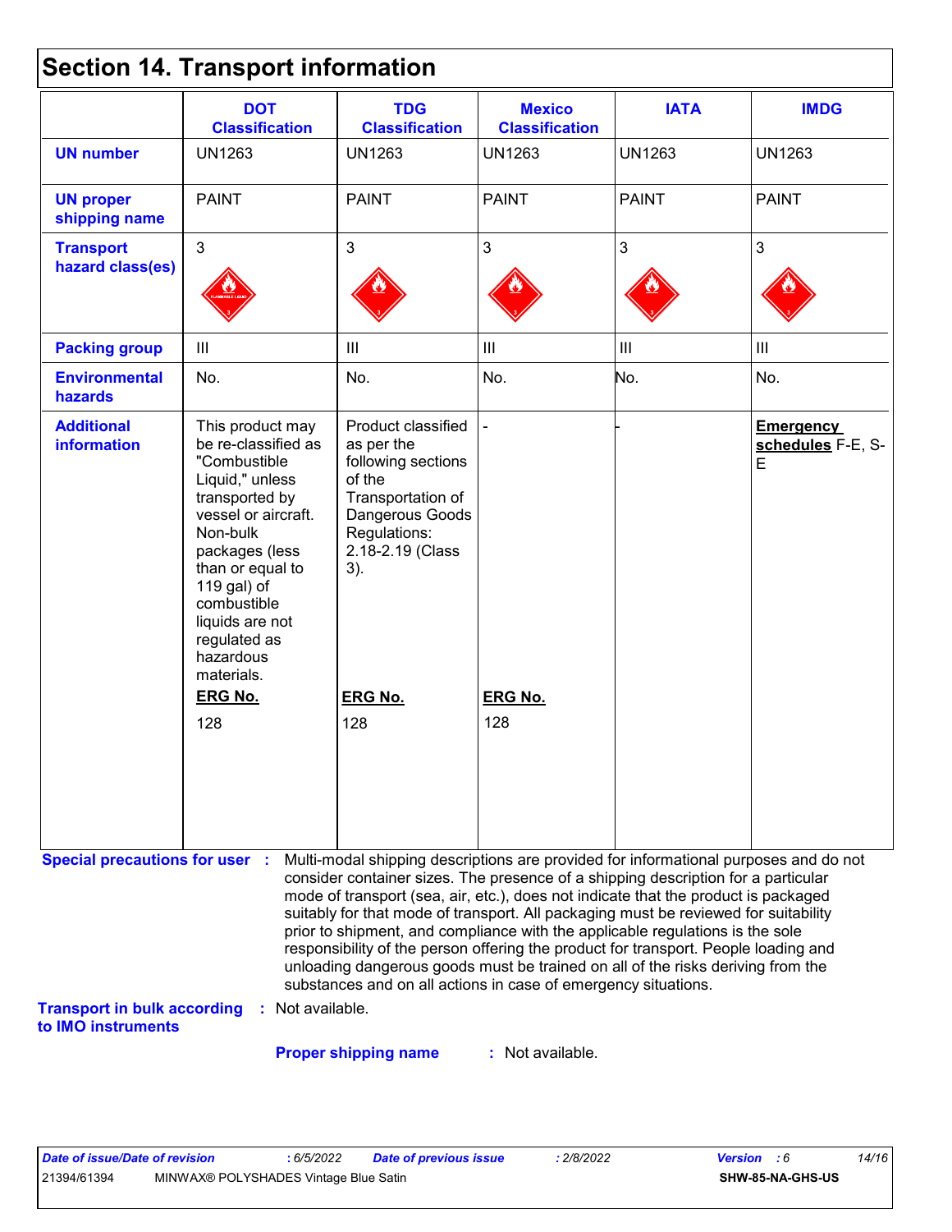# Section 14. Transport information

| | DOT Classification | TDG Classification | Mexico Classification | IATA | IMDG |
|---|---|---|---|---|---|
| **UN number** | UN1263 | UN1263 | UN1263 | UN1263 | UN1263 |
| **UN proper shipping name** | PAINT | PAINT | PAINT | PAINT | PAINT |
| **Transport hazard class(es)** | 3 | 3 | 3 | 3 | 3 |
| **Packing group** | III | III | III | III | III |
| **Environmental hazards** | No. | No. | No. | No. | No. |
| **Additional information** | This product may be re-classified as "Combustible Liquid," unless transported by vessel or aircraft. Non-bulk packages (less than or equal to 119 gal) of combustible liquids are not regulated as hazardous materials. **ERG No.** 128 | Product classified as per the following sections of the Transportation of Dangerous Goods Regulations: 2.18-2.19 (Class 3). **ERG No.** 128 | - **ERG No.** 128 | - | **Emergency schedules** F-E, S-E |

**Special precautions for user** : Multi-modal shipping descriptions are provided for informational purposes and do not consider container sizes. The presence of a shipping description for a particular mode of transport (sea, air, etc.), does not indicate that the product is packaged suitably for that mode of transport. All packaging must be reviewed for suitability prior to shipment, and compliance with the applicable regulations is the sole responsibility of the person offering the product for transport. People loading and unloading dangerous goods must be trained on all of the risks deriving from the substances and on all actions in case of emergency situations.

**Transport in bulk according to IMO instruments** : Not available.

**Proper shipping name** : Not available.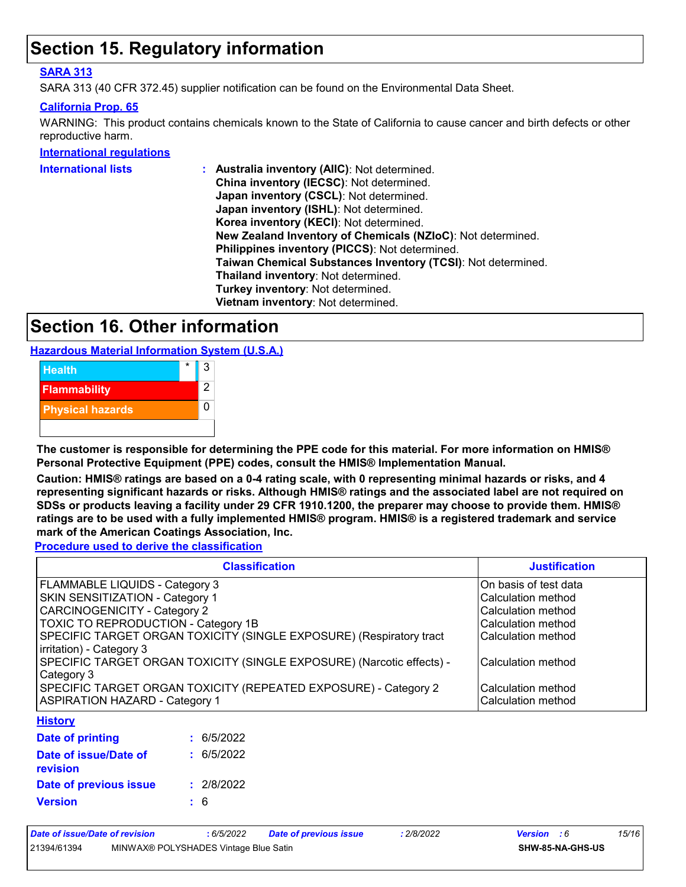# Section 15. Regulatory information

**SARA 313**

SARA 313 (40 CFR 372.45) supplier notification can be found on the Environmental Data Sheet.

**California Prop. 65**

WARNING: This product contains chemicals known to the State of California to cause cancer and birth defects or other reproductive harm.

**International regulations**

**International lists** :
**Australia inventory (AIIC)**: Not determined.
**China inventory (IECSC)**: Not determined.
**Japan inventory (CSCL)**: Not determined.
**Japan inventory (ISHL)**: Not determined.
**Korea inventory (KECI)**: Not determined.
**New Zealand Inventory of Chemicals (NZIoC)**: Not determined.
**Philippines inventory (PICCS)**: Not determined.
**Taiwan Chemical Substances Inventory (TCSI)**: Not determined.
**Thailand inventory**: Not determined.
**Turkey inventory**: Not determined.
**Vietnam inventory**: Not determined.

# Section 16. Other information

**Hazardous Material Information System (U.S.A.)**

| | | |
|---|---|---|
| Health | * | 3 |
| Flammability | | 2 |
| Physical hazards | | 0 |

**The customer is responsible for determining the PPE code for this material. For more information on HMIS® Personal Protective Equipment (PPE) codes, consult the HMIS® Implementation Manual.**

**Caution: HMIS® ratings are based on a 0-4 rating scale, with 0 representing minimal hazards or risks, and 4 representing significant hazards or risks. Although HMIS® ratings and the associated label are not required on SDSs or products leaving a facility under 29 CFR 1910.1200, the preparer may choose to provide them. HMIS® ratings are to be used with a fully implemented HMIS® program. HMIS® is a registered trademark and service mark of the American Coatings Association, Inc.**

**Procedure used to derive the classification**

| Classification | Justification |
|---|---|
| FLAMMABLE LIQUIDS - Category 3 | On basis of test data |
| SKIN SENSITIZATION - Category 1 | Calculation method |
| CARCINOGENICITY - Category 2 | Calculation method |
| TOXIC TO REPRODUCTION - Category 1B | Calculation method |
| SPECIFIC TARGET ORGAN TOXICITY (SINGLE EXPOSURE) (Respiratory tract irritation) - Category 3 | Calculation method |
| SPECIFIC TARGET ORGAN TOXICITY (SINGLE EXPOSURE) (Narcotic effects) - Category 3 | Calculation method |
| SPECIFIC TARGET ORGAN TOXICITY (REPEATED EXPOSURE) - Category 2 | Calculation method |
| ASPIRATION HAZARD - Category 1 | Calculation method |

**History**

**Date of printing** : 6/5/2022

**Date of issue/Date of revision** : 6/5/2022

**Date of previous issue** : 2/8/2022

**Version** : 6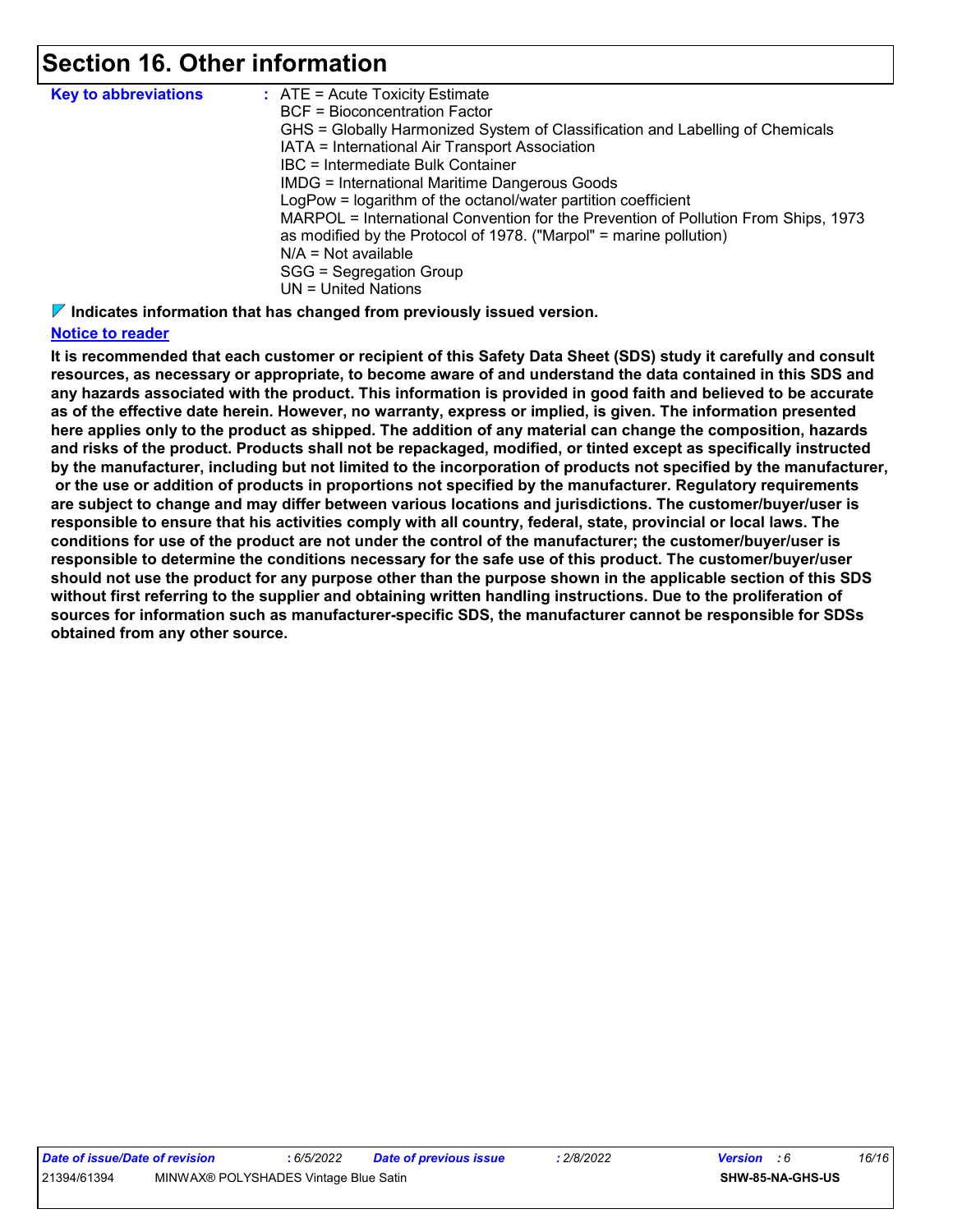# Section 16. Other information

**Key to abbreviations** : ATE = Acute Toxicity Estimate
BCF = Bioconcentration Factor
GHS = Globally Harmonized System of Classification and Labelling of Chemicals
IATA = International Air Transport Association
IBC = Intermediate Bulk Container
IMDG = International Maritime Dangerous Goods
LogPow = logarithm of the octanol/water partition coefficient
MARPOL = International Convention for the Prevention of Pollution From Ships, 1973 as modified by the Protocol of 1978. ("Marpol" = marine pollution)
N/A = Not available
SGG = Segregation Group
UN = United Nations

**Indicates information that has changed from previously issued version.**

**Notice to reader**

**It is recommended that each customer or recipient of this Safety Data Sheet (SDS) study it carefully and consult resources, as necessary or appropriate, to become aware of and understand the data contained in this SDS and any hazards associated with the product. This information is provided in good faith and believed to be accurate as of the effective date herein. However, no warranty, express or implied, is given. The information presented here applies only to the product as shipped. The addition of any material can change the composition, hazards and risks of the product. Products shall not be repackaged, modified, or tinted except as specifically instructed by the manufacturer, including but not limited to the incorporation of products not specified by the manufacturer, or the use or addition of products in proportions not specified by the manufacturer. Regulatory requirements are subject to change and may differ between various locations and jurisdictions. The customer/buyer/user is responsible to ensure that his activities comply with all country, federal, state, provincial or local laws. The conditions for use of the product are not under the control of the manufacturer; the customer/buyer/user is responsible to determine the conditions necessary for the safe use of this product. The customer/buyer/user should not use the product for any purpose other than the purpose shown in the applicable section of this SDS without first referring to the supplier and obtaining written handling instructions. Due to the proliferation of sources for information such as manufacturer-specific SDS, the manufacturer cannot be responsible for SDSs obtained from any other source.**